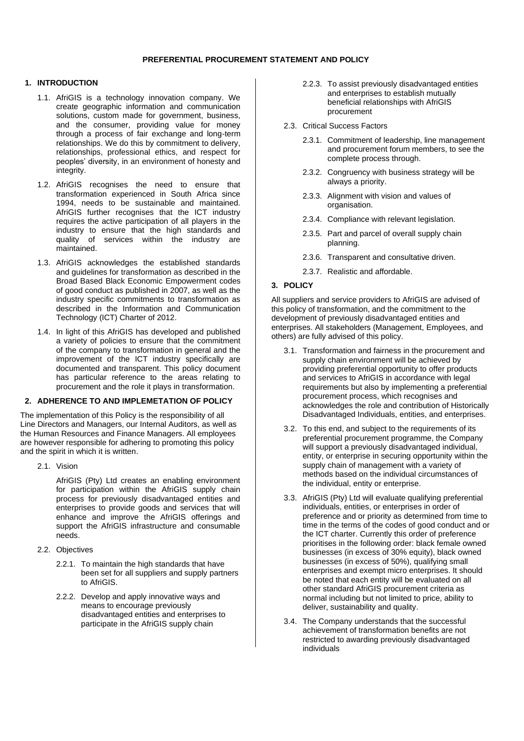# PREFERENTIAL PROCUREMENT STATEMENT AND POLICY

## 1. INTRODUCTION

1.1. AfriGIS is a technology innovation company. We create geographic information and communication solutions, custom made for government, business, and the consumer, providing value for money through a process of fair exchange and long-term relationships. We do this by commitment to delivery, relationships, professional ethics, and respect for peoples' diversity, in an environment of honesty and integrity.

1.2. AfriGIS recognises the need to ensure that transformation experienced in South Africa since 1994, needs to be sustainable and maintained. AfriGIS further recognises that the ICT industry requires the active participation of all players in the industry to ensure that the high standards and quality of services within the industry are maintained.

1.3. AfriGIS acknowledges the established standards and guidelines for transformation as described in the Broad Based Black Economic Empowerment codes of good conduct as published in 2007, as well as the industry specific commitments to transformation as described in the Information and Communication Technology (ICT) Charter of 2012.

1.4. In light of this AfriGIS has developed and published a variety of policies to ensure that the commitment of the company to transformation in general and the improvement of the ICT industry specifically are documented and transparent. This policy document has particular reference to the areas relating to procurement and the role it plays in transformation.

## 2. ADHERENCE TO AND IMPLEMETATION OF POLICY

The implementation of this Policy is the responsibility of all Line Directors and Managers, our Internal Auditors, as well as the Human Resources and Finance Managers. All employees are however responsible for adhering to promoting this policy and the spirit in which it is written.

2.1. Vision

AfriGIS (Pty) Ltd creates an enabling environment for participation within the AfriGIS supply chain process for previously disadvantaged entities and enterprises to provide goods and services that will enhance and improve the AfriGIS offerings and support the AfriGIS infrastructure and consumable needs.

2.2. Objectives

2.2.1. To maintain the high standards that have been set for all suppliers and supply partners to AfriGIS.

2.2.2. Develop and apply innovative ways and means to encourage previously disadvantaged entities and enterprises to participate in the AfriGIS supply chain

2.2.3. To assist previously disadvantaged entities and enterprises to establish mutually beneficial relationships with AfriGIS procurement

2.3. Critical Success Factors

2.3.1. Commitment of leadership, line management and procurement forum members, to see the complete process through.

2.3.2. Congruency with business strategy will be always a priority.

2.3.3. Alignment with vision and values of organisation.

2.3.4. Compliance with relevant legislation.

2.3.5. Part and parcel of overall supply chain planning.

2.3.6. Transparent and consultative driven.

2.3.7. Realistic and affordable.

## 3. POLICY

All suppliers and service providers to AfriGIS are advised of this policy of transformation, and the commitment to the development of previously disadvantaged entities and enterprises. All stakeholders (Management, Employees, and others) are fully advised of this policy.

3.1. Transformation and fairness in the procurement and supply chain environment will be achieved by providing preferential opportunity to offer products and services to AfriGIS in accordance with legal requirements but also by implementing a preferential procurement process, which recognises and acknowledges the role and contribution of Historically Disadvantaged Individuals, entities, and enterprises.

3.2. To this end, and subject to the requirements of its preferential procurement programme, the Company will support a previously disadvantaged individual, entity, or enterprise in securing opportunity within the supply chain of management with a variety of methods based on the individual circumstances of the individual, entity or enterprise.

3.3. AfriGIS (Pty) Ltd will evaluate qualifying preferential individuals, entities, or enterprises in order of preference and or priority as determined from time to time in the terms of the codes of good conduct and or the ICT charter. Currently this order of preference prioritises in the following order: black female owned businesses (in excess of 30% equity), black owned businesses (in excess of 50%), qualifying small enterprises and exempt micro enterprises. It should be noted that each entity will be evaluated on all other standard AfriGIS procurement criteria as normal including but not limited to price, ability to deliver, sustainability and quality.

3.4. The Company understands that the successful achievement of transformation benefits are not restricted to awarding previously disadvantaged individuals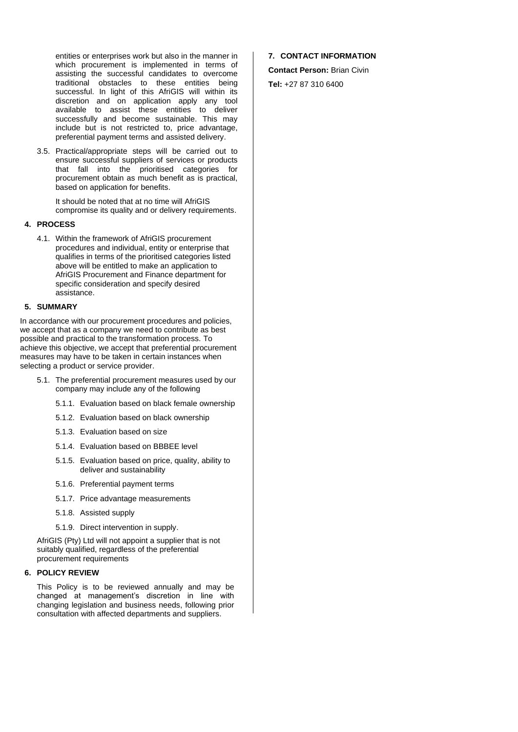entities or enterprises work but also in the manner in which procurement is implemented in terms of assisting the successful candidates to overcome traditional obstacles to these entities being successful. In light of this AfriGIS will within its discretion and on application apply any tool available to assist these entities to deliver successfully and become sustainable. This may include but is not restricted to, price advantage, preferential payment terms and assisted delivery.

3.5. Practical/appropriate steps will be carried out to ensure successful suppliers of services or products that fall into the prioritised categories for procurement obtain as much benefit as is practical, based on application for benefits.

It should be noted that at no time will AfriGIS compromise its quality and or delivery requirements.

## 4. PROCESS

4.1. Within the framework of AfriGIS procurement procedures and individual, entity or enterprise that qualifies in terms of the prioritised categories listed above will be entitled to make an application to AfriGIS Procurement and Finance department for specific consideration and specify desired assistance.

## 5. SUMMARY

In accordance with our procurement procedures and policies, we accept that as a company we need to contribute as best possible and practical to the transformation process. To achieve this objective, we accept that preferential procurement measures may have to be taken in certain instances when selecting a product or service provider.

5.1. The preferential procurement measures used by our company may include any of the following

- 5.1.1. Evaluation based on black female ownership
- 5.1.2. Evaluation based on black ownership
- 5.1.3. Evaluation based on size
- 5.1.4. Evaluation based on BBBEE level
- 5.1.5. Evaluation based on price, quality, ability to deliver and sustainability
- 5.1.6. Preferential payment terms
- 5.1.7. Price advantage measurements
- 5.1.8. Assisted supply
- 5.1.9. Direct intervention in supply.

AfriGIS (Pty) Ltd will not appoint a supplier that is not suitably qualified, regardless of the preferential procurement requirements

## 6. POLICY REVIEW

This Policy is to be reviewed annually and may be changed at management's discretion in line with changing legislation and business needs, following prior consultation with affected departments and suppliers.

## 7. CONTACT INFORMATION

**Contact Person:** Brian Civin

**Tel:** +27 87 310 6400